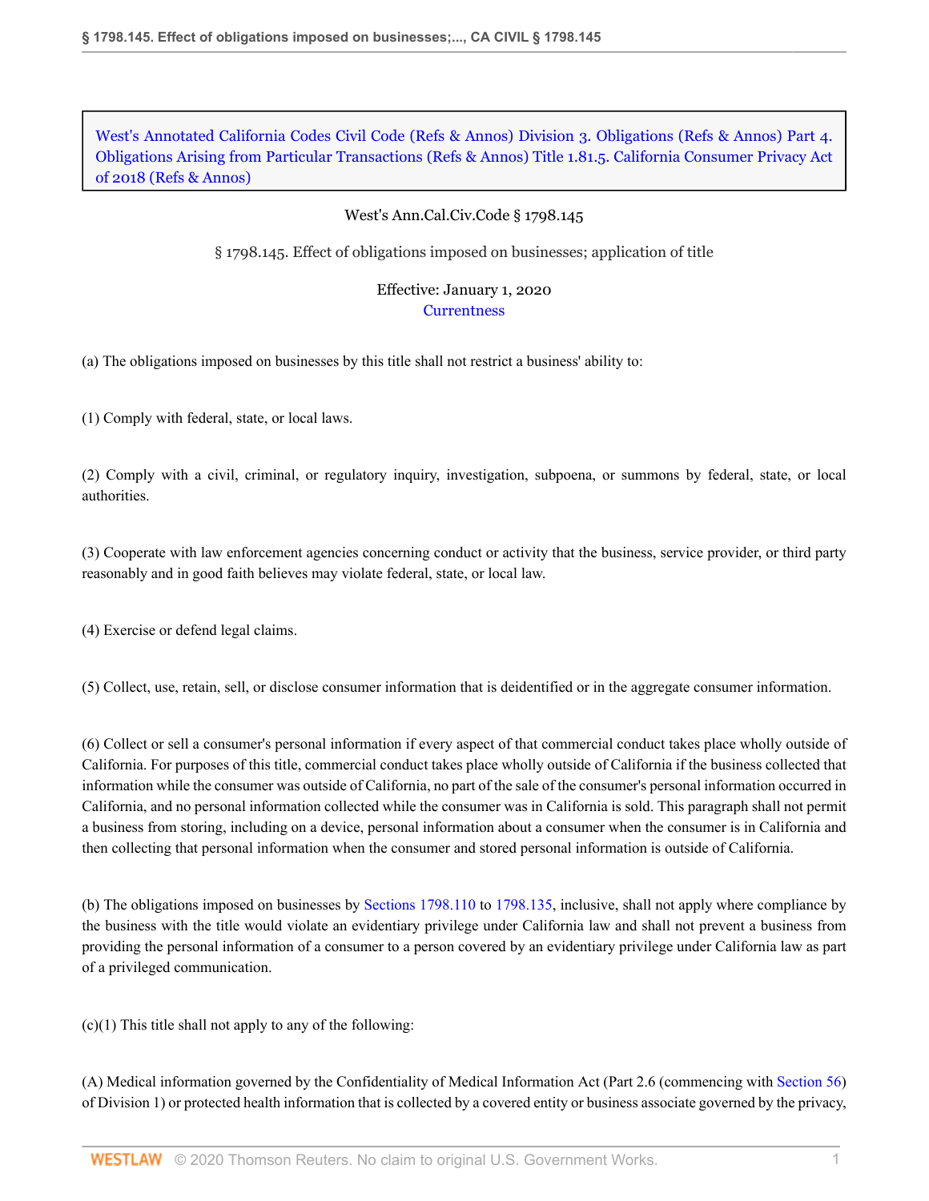West's Annotated California Codes Civil Code (Refs & Annos) Division 3. Obligations (Refs & Annos) Part 4. Obligations Arising from Particular Transactions (Refs & Annos) Title 1.81.5. California Consumer Privacy Act of 2018 (Refs & Annos)

West's Ann.Cal.Civ.Code § 1798.145

§ 1798.145. Effect of obligations imposed on businesses; application of title

Effective: January 1, 2020
Currentness

(a) The obligations imposed on businesses by this title shall not restrict a business' ability to:

(1) Comply with federal, state, or local laws.

(2) Comply with a civil, criminal, or regulatory inquiry, investigation, subpoena, or summons by federal, state, or local authorities.

(3) Cooperate with law enforcement agencies concerning conduct or activity that the business, service provider, or third party reasonably and in good faith believes may violate federal, state, or local law.

(4) Exercise or defend legal claims.

(5) Collect, use, retain, sell, or disclose consumer information that is deidentified or in the aggregate consumer information.

(6) Collect or sell a consumer's personal information if every aspect of that commercial conduct takes place wholly outside of California. For purposes of this title, commercial conduct takes place wholly outside of California if the business collected that information while the consumer was outside of California, no part of the sale of the consumer's personal information occurred in California, and no personal information collected while the consumer was in California is sold. This paragraph shall not permit a business from storing, including on a device, personal information about a consumer when the consumer is in California and then collecting that personal information when the consumer and stored personal information is outside of California.

(b) The obligations imposed on businesses by Sections 1798.110 to 1798.135, inclusive, shall not apply where compliance by the business with the title would violate an evidentiary privilege under California law and shall not prevent a business from providing the personal information of a consumer to a person covered by an evidentiary privilege under California law as part of a privileged communication.

(c)(1) This title shall not apply to any of the following:

(A) Medical information governed by the Confidentiality of Medical Information Act (Part 2.6 (commencing with Section 56) of Division 1) or protected health information that is collected by a covered entity or business associate governed by the privacy,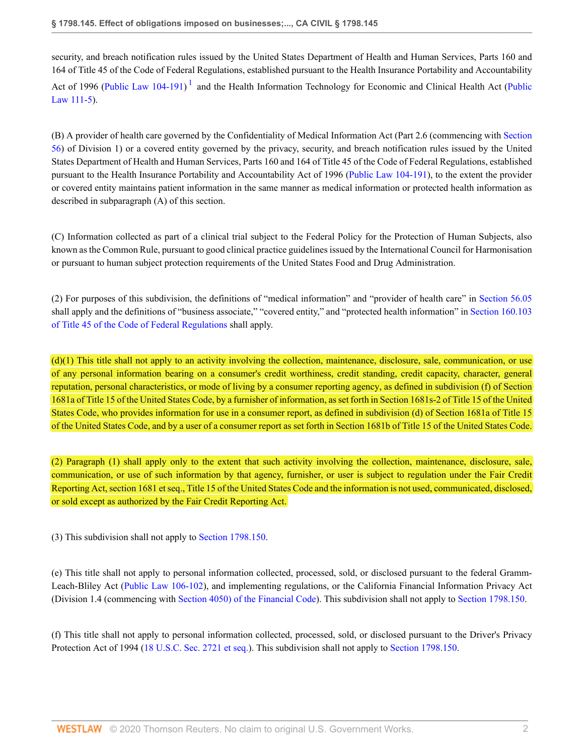security, and breach notification rules issued by the United States Department of Health and Human Services, Parts 160 and 164 of Title 45 of the Code of Federal Regulations, established pursuant to the Health Insurance Portability and Accountability Act of 1996 (Public Law 104-191)[1] and the Health Information Technology for Economic and Clinical Health Act (Public Law 111-5).

(B) A provider of health care governed by the Confidentiality of Medical Information Act (Part 2.6 (commencing with Section 56) of Division 1) or a covered entity governed by the privacy, security, and breach notification rules issued by the United States Department of Health and Human Services, Parts 160 and 164 of Title 45 of the Code of Federal Regulations, established pursuant to the Health Insurance Portability and Accountability Act of 1996 (Public Law 104-191), to the extent the provider or covered entity maintains patient information in the same manner as medical information or protected health information as described in subparagraph (A) of this section.

(C) Information collected as part of a clinical trial subject to the Federal Policy for the Protection of Human Subjects, also known as the Common Rule, pursuant to good clinical practice guidelines issued by the International Council for Harmonisation or pursuant to human subject protection requirements of the United States Food and Drug Administration.

(2) For purposes of this subdivision, the definitions of "medical information" and "provider of health care" in Section 56.05 shall apply and the definitions of "business associate," "covered entity," and "protected health information" in Section 160.103 of Title 45 of the Code of Federal Regulations shall apply.

(d)(1) This title shall not apply to an activity involving the collection, maintenance, disclosure, sale, communication, or use of any personal information bearing on a consumer's credit worthiness, credit standing, credit capacity, character, general reputation, personal characteristics, or mode of living by a consumer reporting agency, as defined in subdivision (f) of Section 1681a of Title 15 of the United States Code, by a furnisher of information, as set forth in Section 1681s-2 of Title 15 of the United States Code, who provides information for use in a consumer report, as defined in subdivision (d) of Section 1681a of Title 15 of the United States Code, and by a user of a consumer report as set forth in Section 1681b of Title 15 of the United States Code.

(2) Paragraph (1) shall apply only to the extent that such activity involving the collection, maintenance, disclosure, sale, communication, or use of such information by that agency, furnisher, or user is subject to regulation under the Fair Credit Reporting Act, section 1681 et seq., Title 15 of the United States Code and the information is not used, communicated, disclosed, or sold except as authorized by the Fair Credit Reporting Act.

(3) This subdivision shall not apply to Section 1798.150.

(e) This title shall not apply to personal information collected, processed, sold, or disclosed pursuant to the federal Gramm-Leach-Bliley Act (Public Law 106-102), and implementing regulations, or the California Financial Information Privacy Act (Division 1.4 (commencing with Section 4050) of the Financial Code). This subdivision shall not apply to Section 1798.150.

(f) This title shall not apply to personal information collected, processed, sold, or disclosed pursuant to the Driver's Privacy Protection Act of 1994 (18 U.S.C. Sec. 2721 et seq.). This subdivision shall not apply to Section 1798.150.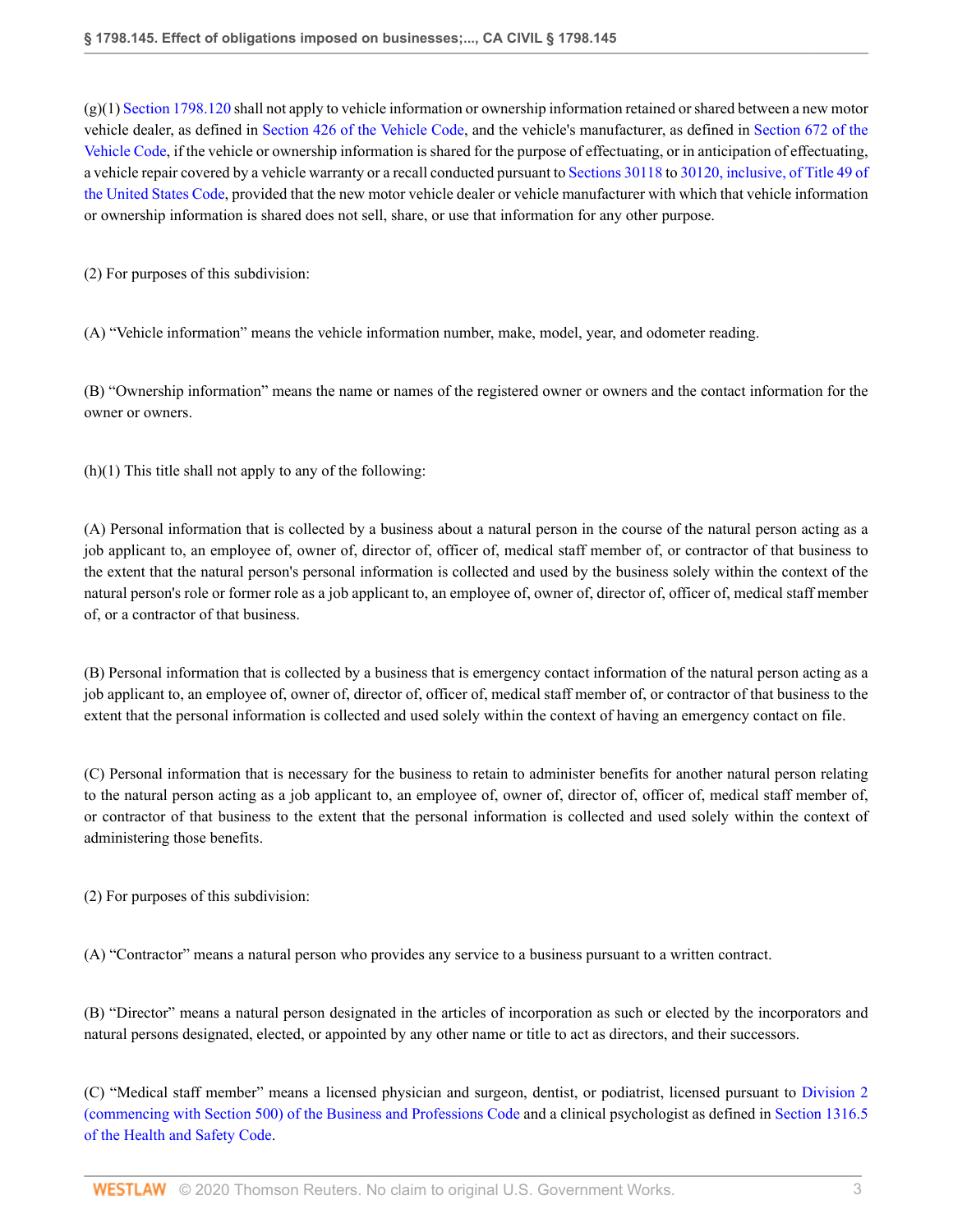(g)(1) Section 1798.120 shall not apply to vehicle information or ownership information retained or shared between a new motor vehicle dealer, as defined in Section 426 of the Vehicle Code, and the vehicle's manufacturer, as defined in Section 672 of the Vehicle Code, if the vehicle or ownership information is shared for the purpose of effectuating, or in anticipation of effectuating, a vehicle repair covered by a vehicle warranty or a recall conducted pursuant to Sections 30118 to 30120, inclusive, of Title 49 of the United States Code, provided that the new motor vehicle dealer or vehicle manufacturer with which that vehicle information or ownership information is shared does not sell, share, or use that information for any other purpose.

(2) For purposes of this subdivision:

(A) "Vehicle information" means the vehicle information number, make, model, year, and odometer reading.

(B) "Ownership information" means the name or names of the registered owner or owners and the contact information for the owner or owners.

(h)(1) This title shall not apply to any of the following:

(A) Personal information that is collected by a business about a natural person in the course of the natural person acting as a job applicant to, an employee of, owner of, director of, officer of, medical staff member of, or contractor of that business to the extent that the natural person's personal information is collected and used by the business solely within the context of the natural person's role or former role as a job applicant to, an employee of, owner of, director of, officer of, medical staff member of, or a contractor of that business.

(B) Personal information that is collected by a business that is emergency contact information of the natural person acting as a job applicant to, an employee of, owner of, director of, officer of, medical staff member of, or contractor of that business to the extent that the personal information is collected and used solely within the context of having an emergency contact on file.

(C) Personal information that is necessary for the business to retain to administer benefits for another natural person relating to the natural person acting as a job applicant to, an employee of, owner of, director of, officer of, medical staff member of, or contractor of that business to the extent that the personal information is collected and used solely within the context of administering those benefits.

(2) For purposes of this subdivision:

(A) "Contractor" means a natural person who provides any service to a business pursuant to a written contract.

(B) "Director" means a natural person designated in the articles of incorporation as such or elected by the incorporators and natural persons designated, elected, or appointed by any other name or title to act as directors, and their successors.

(C) "Medical staff member" means a licensed physician and surgeon, dentist, or podiatrist, licensed pursuant to Division 2 (commencing with Section 500) of the Business and Professions Code and a clinical psychologist as defined in Section 1316.5 of the Health and Safety Code.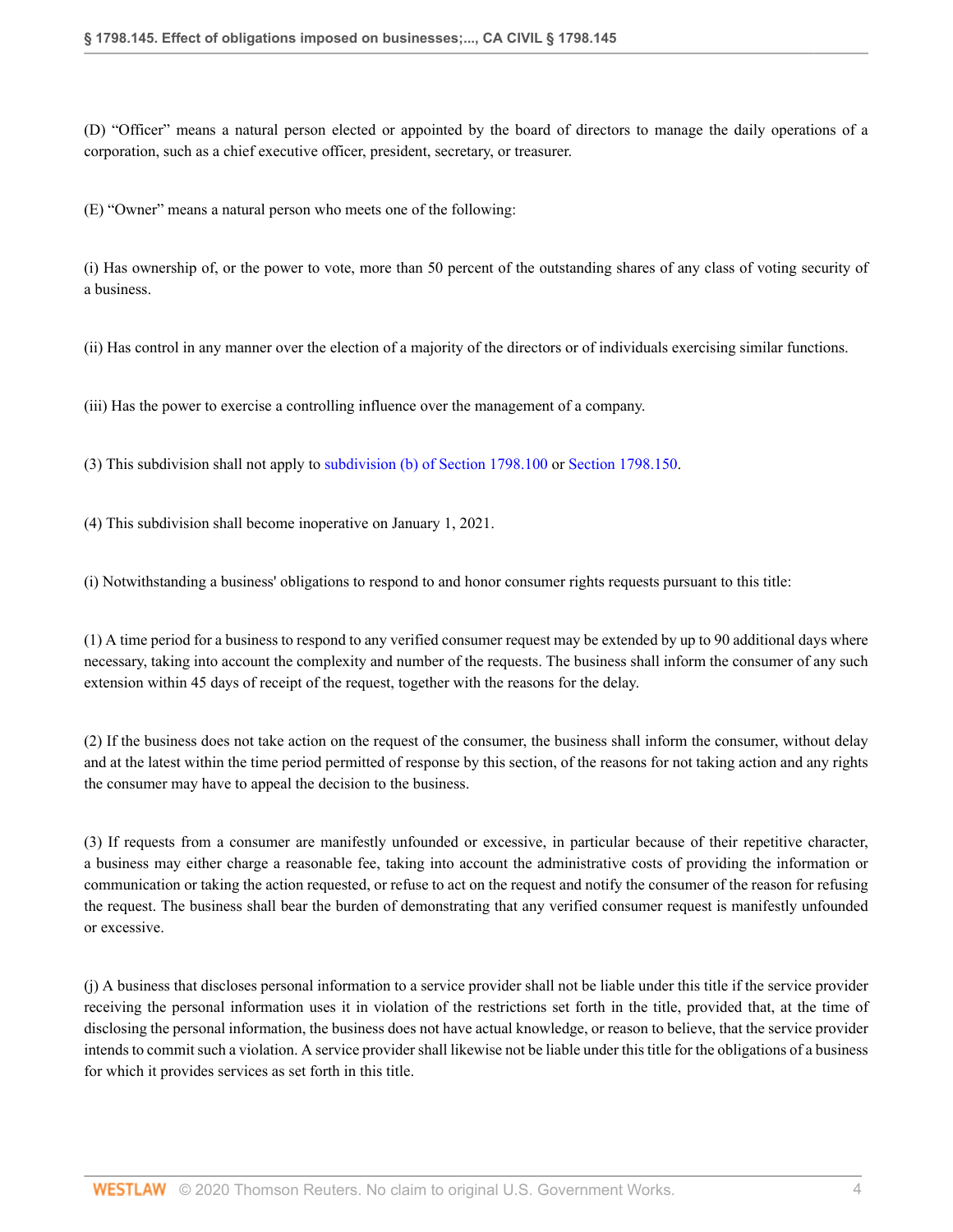(D) "Officer" means a natural person elected or appointed by the board of directors to manage the daily operations of a corporation, such as a chief executive officer, president, secretary, or treasurer.

(E) "Owner" means a natural person who meets one of the following:

(i) Has ownership of, or the power to vote, more than 50 percent of the outstanding shares of any class of voting security of a business.

(ii) Has control in any manner over the election of a majority of the directors or of individuals exercising similar functions.

(iii) Has the power to exercise a controlling influence over the management of a company.

(3) This subdivision shall not apply to subdivision (b) of Section 1798.100 or Section 1798.150.

(4) This subdivision shall become inoperative on January 1, 2021.

(i) Notwithstanding a business' obligations to respond to and honor consumer rights requests pursuant to this title:

(1) A time period for a business to respond to any verified consumer request may be extended by up to 90 additional days where necessary, taking into account the complexity and number of the requests. The business shall inform the consumer of any such extension within 45 days of receipt of the request, together with the reasons for the delay.

(2) If the business does not take action on the request of the consumer, the business shall inform the consumer, without delay and at the latest within the time period permitted of response by this section, of the reasons for not taking action and any rights the consumer may have to appeal the decision to the business.

(3) If requests from a consumer are manifestly unfounded or excessive, in particular because of their repetitive character, a business may either charge a reasonable fee, taking into account the administrative costs of providing the information or communication or taking the action requested, or refuse to act on the request and notify the consumer of the reason for refusing the request. The business shall bear the burden of demonstrating that any verified consumer request is manifestly unfounded or excessive.

(j) A business that discloses personal information to a service provider shall not be liable under this title if the service provider receiving the personal information uses it in violation of the restrictions set forth in the title, provided that, at the time of disclosing the personal information, the business does not have actual knowledge, or reason to believe, that the service provider intends to commit such a violation. A service provider shall likewise not be liable under this title for the obligations of a business for which it provides services as set forth in this title.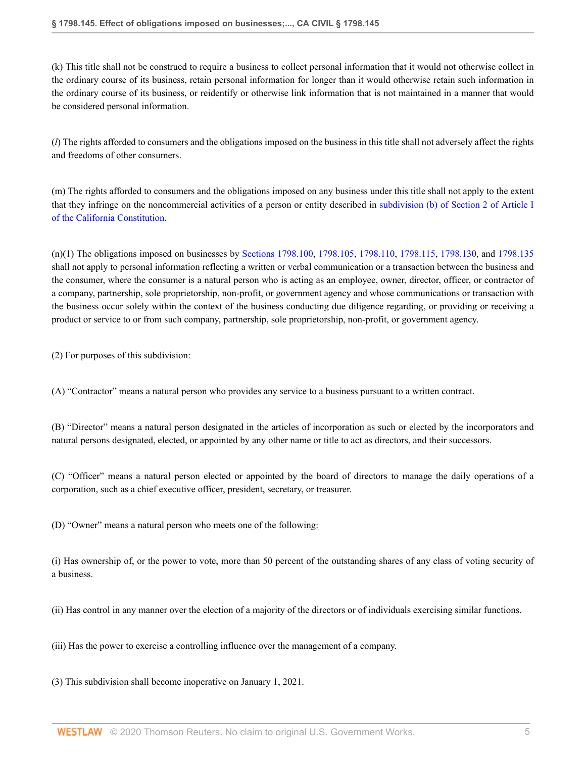(k) This title shall not be construed to require a business to collect personal information that it would not otherwise collect in the ordinary course of its business, retain personal information for longer than it would otherwise retain such information in the ordinary course of its business, or reidentify or otherwise link information that is not maintained in a manner that would be considered personal information.

(*l*) The rights afforded to consumers and the obligations imposed on the business in this title shall not adversely affect the rights and freedoms of other consumers.

(m) The rights afforded to consumers and the obligations imposed on any business under this title shall not apply to the extent that they infringe on the noncommercial activities of a person or entity described in subdivision (b) of Section 2 of Article I of the California Constitution.

(n)(1) The obligations imposed on businesses by Sections 1798.100, 1798.105, 1798.110, 1798.115, 1798.130, and 1798.135 shall not apply to personal information reflecting a written or verbal communication or a transaction between the business and the consumer, where the consumer is a natural person who is acting as an employee, owner, director, officer, or contractor of a company, partnership, sole proprietorship, non-profit, or government agency and whose communications or transaction with the business occur solely within the context of the business conducting due diligence regarding, or providing or receiving a product or service to or from such company, partnership, sole proprietorship, non-profit, or government agency.

(2) For purposes of this subdivision:

(A) "Contractor" means a natural person who provides any service to a business pursuant to a written contract.

(B) "Director" means a natural person designated in the articles of incorporation as such or elected by the incorporators and natural persons designated, elected, or appointed by any other name or title to act as directors, and their successors.

(C) "Officer" means a natural person elected or appointed by the board of directors to manage the daily operations of a corporation, such as a chief executive officer, president, secretary, or treasurer.

(D) "Owner" means a natural person who meets one of the following:

(i) Has ownership of, or the power to vote, more than 50 percent of the outstanding shares of any class of voting security of a business.

(ii) Has control in any manner over the election of a majority of the directors or of individuals exercising similar functions.

(iii) Has the power to exercise a controlling influence over the management of a company.

(3) This subdivision shall become inoperative on January 1, 2021.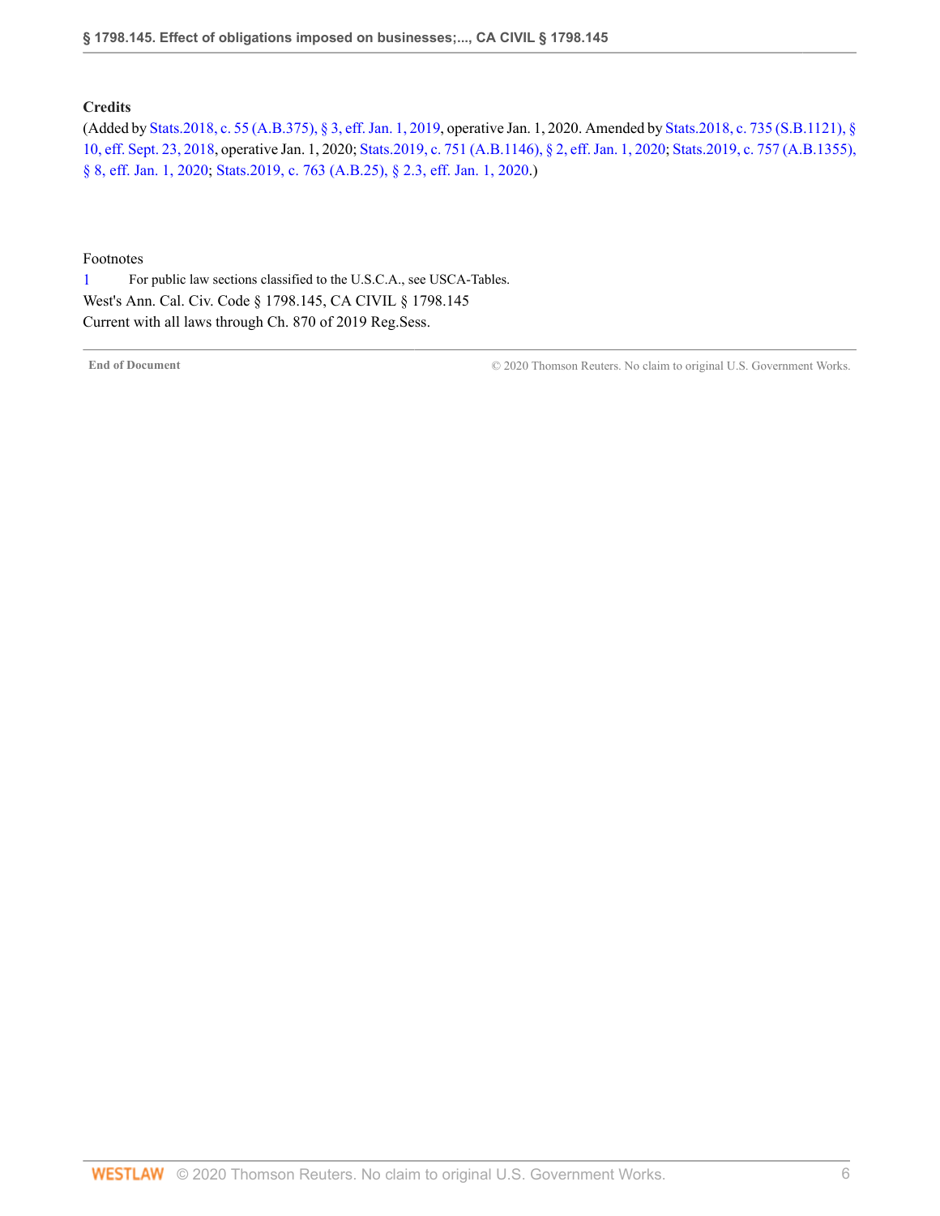**Credits**

(Added by Stats.2018, c. 55 (A.B.375), § 3, eff. Jan. 1, 2019, operative Jan. 1, 2020. Amended by Stats.2018, c. 735 (S.B.1121), § 10, eff. Sept. 23, 2018, operative Jan. 1, 2020; Stats.2019, c. 751 (A.B.1146), § 2, eff. Jan. 1, 2020; Stats.2019, c. 757 (A.B.1355), § 8, eff. Jan. 1, 2020; Stats.2019, c. 763 (A.B.25), § 2.3, eff. Jan. 1, 2020.)

Footnotes

1 For public law sections classified to the U.S.C.A., see USCA-Tables.

West's Ann. Cal. Civ. Code § 1798.145, CA CIVIL § 1798.145

Current with all laws through Ch. 870 of 2019 Reg.Sess.

---

**End of Document** © 2020 Thomson Reuters. No claim to original U.S. Government Works.